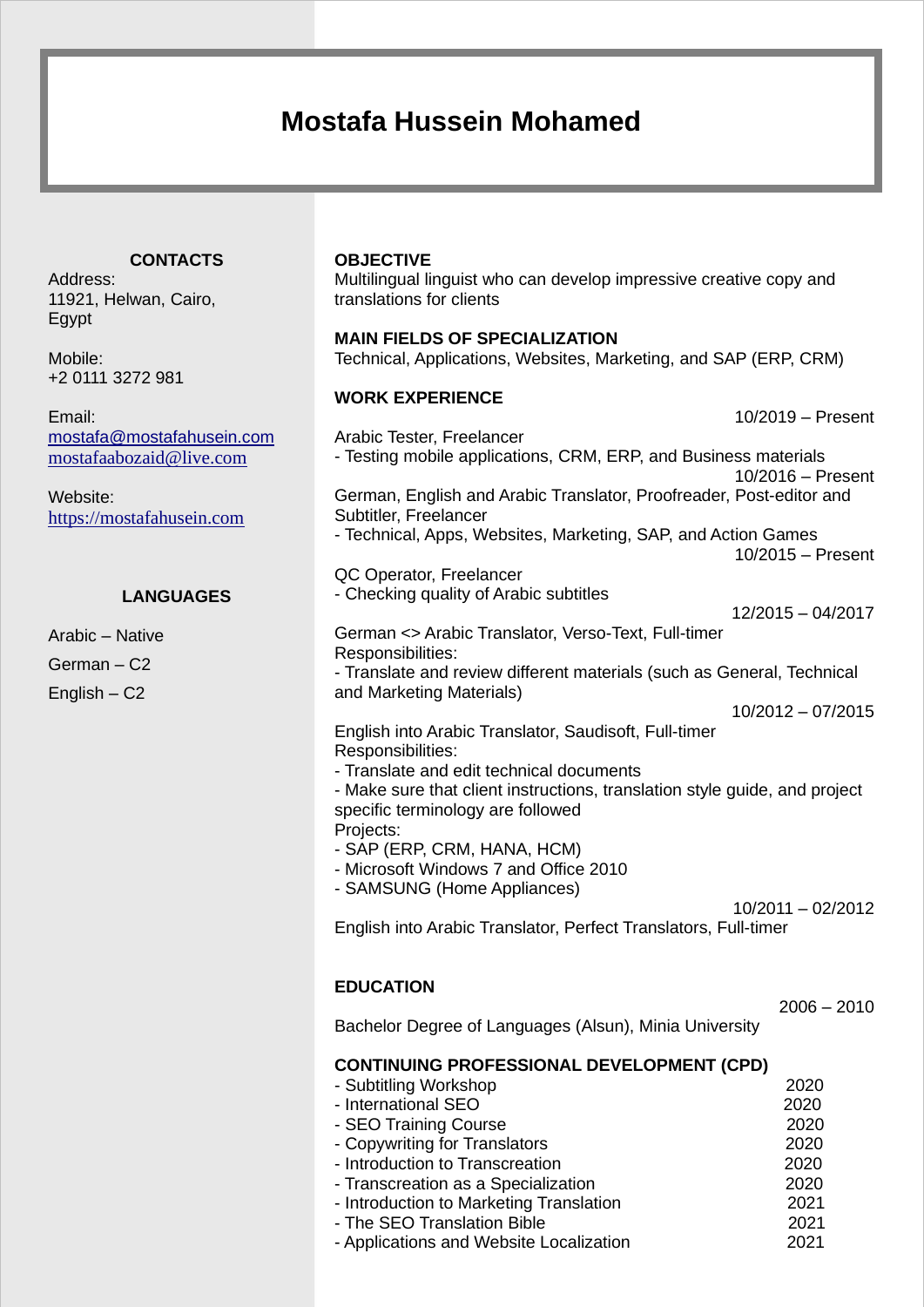# Mostafa Hussein Mohamed

## CONTACTS

Address:
11921, Helwan, Cairo, Egypt

Mobile:
+2 0111 3272 981

Email:
mostafa@mostafahusein.com
mostafaabozaid@live.com

Website:
https://mostafahusein.com

## LANGUAGES

Arabic – Native

German – C2

English – C2

## OBJECTIVE

Multilingual linguist who can develop impressive creative copy and translations for clients

## MAIN FIELDS OF SPECIALIZATION

Technical, Applications, Websites, Marketing, and SAP (ERP, CRM)

## WORK EXPERIENCE

10/2019 – Present

Arabic Tester, Freelancer
- Testing mobile applications, CRM, ERP, and Business materials

10/2016 – Present

German, English and Arabic Translator, Proofreader, Post-editor and Subtitler, Freelancer
- Technical, Apps, Websites, Marketing, SAP, and Action Games

10/2015 – Present

QC Operator, Freelancer
- Checking quality of Arabic subtitles

12/2015 – 04/2017

German <> Arabic Translator, Verso-Text, Full-timer
Responsibilities:
- Translate and review different materials (such as General, Technical and Marketing Materials)

10/2012 – 07/2015

English into Arabic Translator, Saudisoft, Full-timer
Responsibilities:
- Translate and edit technical documents
- Make sure that client instructions, translation style guide, and project specific terminology are followed

Projects:
- SAP (ERP, CRM, HANA, HCM)
- Microsoft Windows 7 and Office 2010
- SAMSUNG (Home Appliances)

10/2011 – 02/2012

English into Arabic Translator, Perfect Translators, Full-timer

## EDUCATION

2006 – 2010

Bachelor Degree of Languages (Alsun), Minia University

## CONTINUING PROFESSIONAL DEVELOPMENT (CPD)

| Course | Year |
| --- | --- |
| - Subtitling Workshop | 2020 |
| - International SEO | 2020 |
| - SEO Training Course | 2020 |
| - Copywriting for Translators | 2020 |
| - Introduction to Transcreation | 2020 |
| - Transcreation as a Specialization | 2020 |
| - Introduction to Marketing Translation | 2021 |
| - The SEO Translation Bible | 2021 |
| - Applications and Website Localization | 2021 |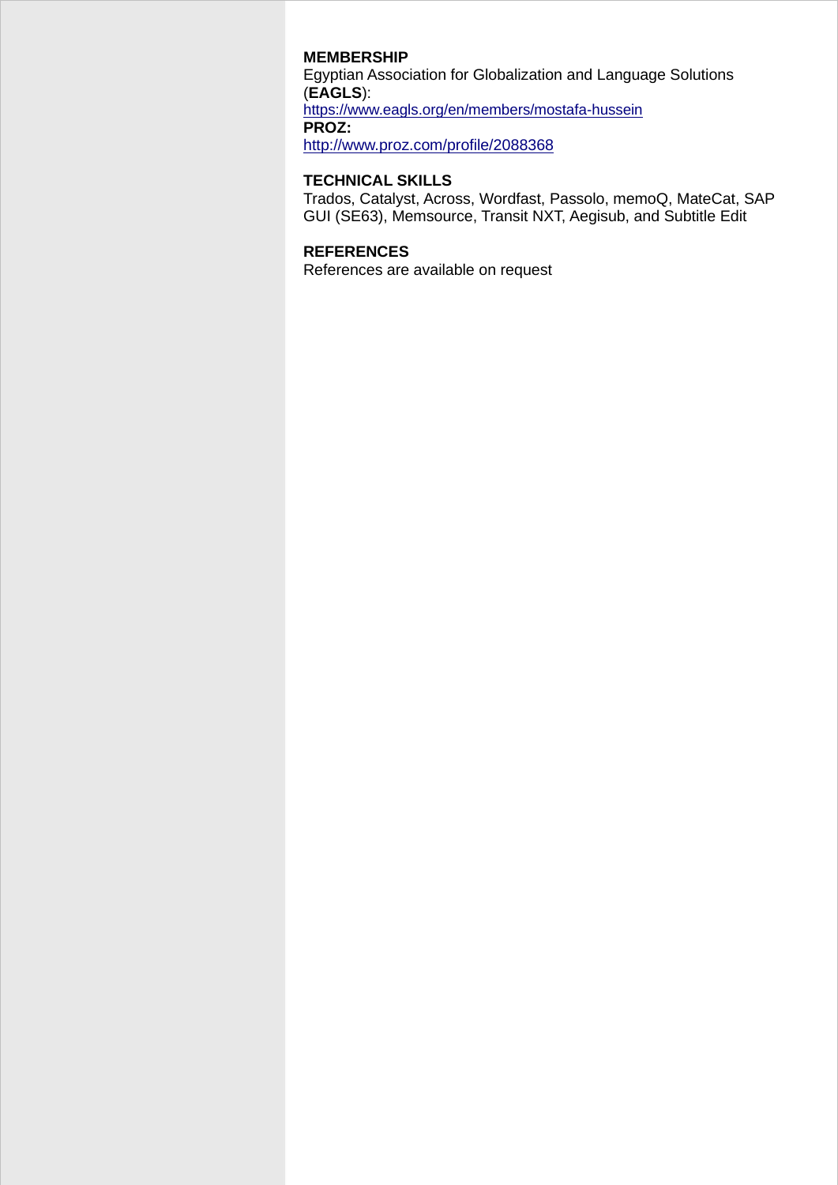## MEMBERSHIP

Egyptian Association for Globalization and Language Solutions (**EAGLS**):
https://www.eagls.org/en/members/mostafa-hussein

**PROZ:**
http://www.proz.com/profile/2088368

## TECHNICAL SKILLS

Trados, Catalyst, Across, Wordfast, Passolo, memoQ, MateCat, SAP GUI (SE63), Memsource, Transit NXT, Aegisub, and Subtitle Edit

## REFERENCES

References are available on request